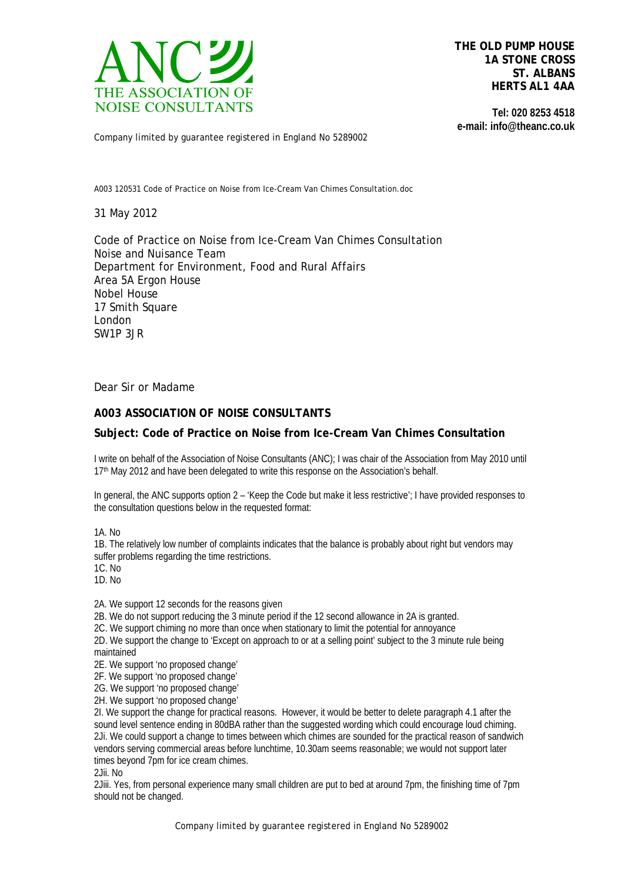ANC THE ASSOCIATION OF NOISE CONSULTANTS

**THE OLD PUMP HOUSE**
**1A STONE CROSS**
**ST. ALBANS**
**HERTS AL1 4AA**

**Tel: 020 8253 4518**
**e-mail: info@theanc.co.uk**

Company limited by guarantee registered in England No 5289002

A003 120531 Code of Practice on Noise from Ice-Cream Van Chimes Consultation.doc

31 May 2012

Code of Practice on Noise from Ice-Cream Van Chimes Consultation
Noise and Nuisance Team
Department for Environment, Food and Rural Affairs
Area 5A Ergon House
Nobel House
17 Smith Square
London
SW1P 3JR

Dear Sir or Madame

**A003 ASSOCIATION OF NOISE CONSULTANTS**

**Subject: Code of Practice on Noise from Ice-Cream Van Chimes Consultation**

I write on behalf of the Association of Noise Consultants (ANC); I was chair of the Association from May 2010 until 17th May 2012 and have been delegated to write this response on the Association's behalf.

In general, the ANC supports option 2 – 'Keep the Code but make it less restrictive'; I have provided responses to the consultation questions below in the requested format:

1A. No
1B. The relatively low number of complaints indicates that the balance is probably about right but vendors may suffer problems regarding the time restrictions.
1C. No
1D. No

2A. We support 12 seconds for the reasons given
2B. We do not support reducing the 3 minute period if the 12 second allowance in 2A is granted.
2C. We support chiming no more than once when stationary to limit the potential for annoyance
2D. We support the change to 'Except on approach to or at a selling point' subject to the 3 minute rule being maintained
2E. We support 'no proposed change'
2F. We support 'no proposed change'
2G. We support 'no proposed change'
2H. We support 'no proposed change'
2I. We support the change for practical reasons. However, it would be better to delete paragraph 4.1 after the sound level sentence ending in 80dBA rather than the suggested wording which could encourage loud chiming.
2Ji. We could support a change to times between which chimes are sounded for the practical reason of sandwich vendors serving commercial areas before lunchtime, 10.30am seems reasonable; we would not support later times beyond 7pm for ice cream chimes.
2Jii. No
2Jiii. Yes, from personal experience many small children are put to bed at around 7pm, the finishing time of 7pm should not be changed.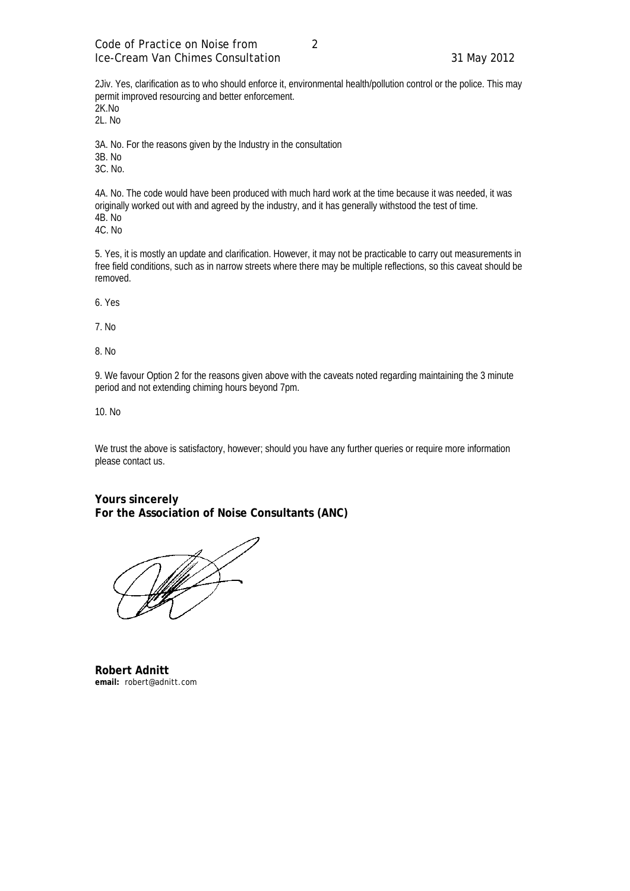2Jiv. Yes, clarification as to who should enforce it, environmental health/pollution control or the police. This may permit improved resourcing and better enforcement.
2K.No
2L. No

3A. No. For the reasons given by the Industry in the consultation
3B. No
3C. No.

4A. No. The code would have been produced with much hard work at the time because it was needed, it was originally worked out with and agreed by the industry, and it has generally withstood the test of time.
4B. No
4C. No

5. Yes, it is mostly an update and clarification. However, it may not be practicable to carry out measurements in free field conditions, such as in narrow streets where there may be multiple reflections, so this caveat should be removed.

6. Yes

7. No

8. No

9. We favour Option 2 for the reasons given above with the caveats noted regarding maintaining the 3 minute period and not extending chiming hours beyond 7pm.

10. No

We trust the above is satisfactory, however; should you have any further queries or require more information please contact us.

**Yours sincerely**
**For the Association of Noise Consultants (ANC)**

**Robert Adnitt**
**email:** robert@adnitt.com